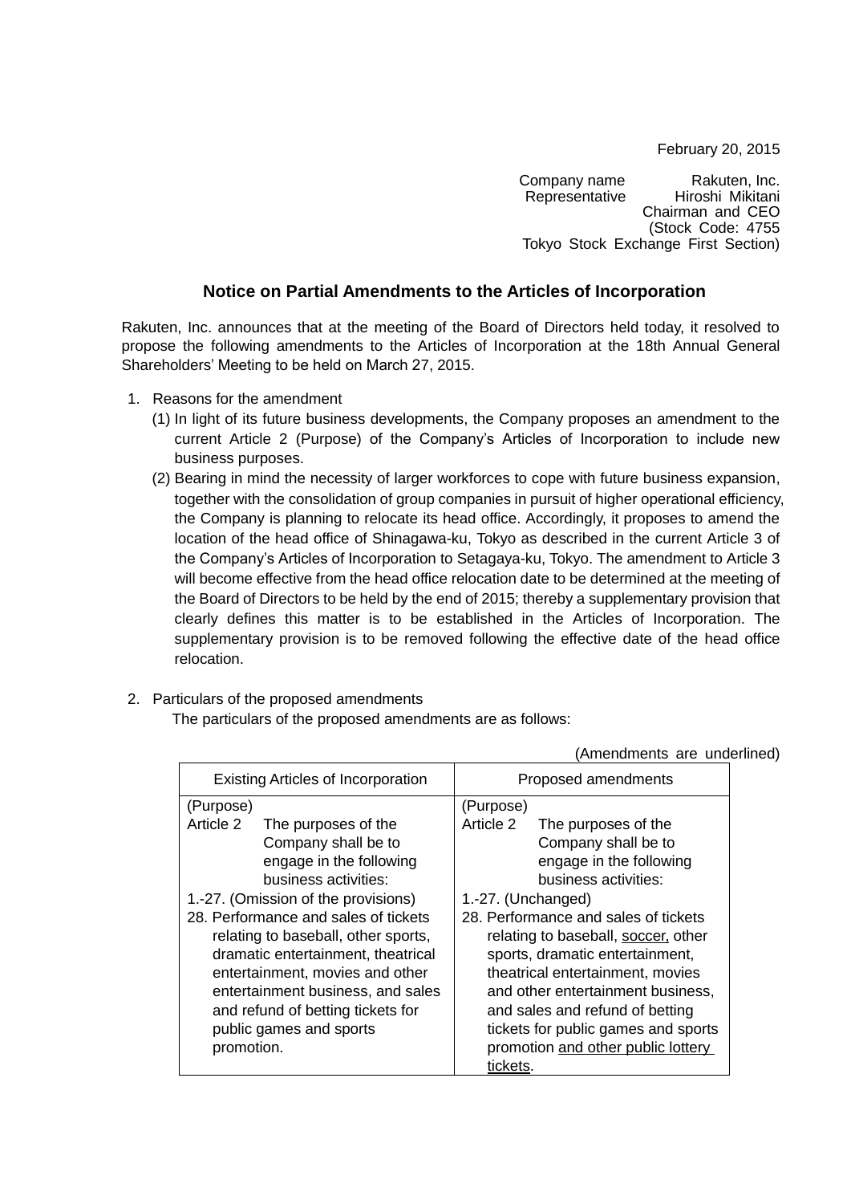February 20, 2015

Company name Rakuten, Inc.
Representative Hiroshi Mikitani
Chairman and CEO
(Stock Code: 4755
Tokyo Stock Exchange First Section)

## Notice on Partial Amendments to the Articles of Incorporation

Rakuten, Inc. announces that at the meeting of the Board of Directors held today, it resolved to propose the following amendments to the Articles of Incorporation at the 18th Annual General Shareholders' Meeting to be held on March 27, 2015.

1. Reasons for the amendment
   (1) In light of its future business developments, the Company proposes an amendment to the current Article 2 (Purpose) of the Company's Articles of Incorporation to include new business purposes.
   (2) Bearing in mind the necessity of larger workforces to cope with future business expansion, together with the consolidation of group companies in pursuit of higher operational efficiency, the Company is planning to relocate its head office. Accordingly, it proposes to amend the location of the head office of Shinagawa-ku, Tokyo as described in the current Article 3 of the Company's Articles of Incorporation to Setagaya-ku, Tokyo. The amendment to Article 3 will become effective from the head office relocation date to be determined at the meeting of the Board of Directors to be held by the end of 2015; thereby a supplementary provision that clearly defines this matter is to be established in the Articles of Incorporation. The supplementary provision is to be removed following the effective date of the head office relocation.

2. Particulars of the proposed amendments
   The particulars of the proposed amendments are as follows:

(Amendments are underlined)

| Existing Articles of Incorporation | Proposed amendments |
|---|---|
| (Purpose)<br>Article 2 The purposes of the Company shall be to engage in the following business activities:<br>1.-27. (Omission of the provisions)<br>28. Performance and sales of tickets relating to baseball, other sports, dramatic entertainment, theatrical entertainment, movies and other entertainment business, and sales and refund of betting tickets for public games and sports promotion. | (Purpose)<br>Article 2 The purposes of the Company shall be to engage in the following business activities:<br>1.-27. (Unchanged)<br>28. Performance and sales of tickets relating to baseball, <u>soccer,</u> other sports, dramatic entertainment, theatrical entertainment, movies and other entertainment business, and sales and refund of betting tickets for public games and sports promotion <u>and other public lottery tickets</u>. |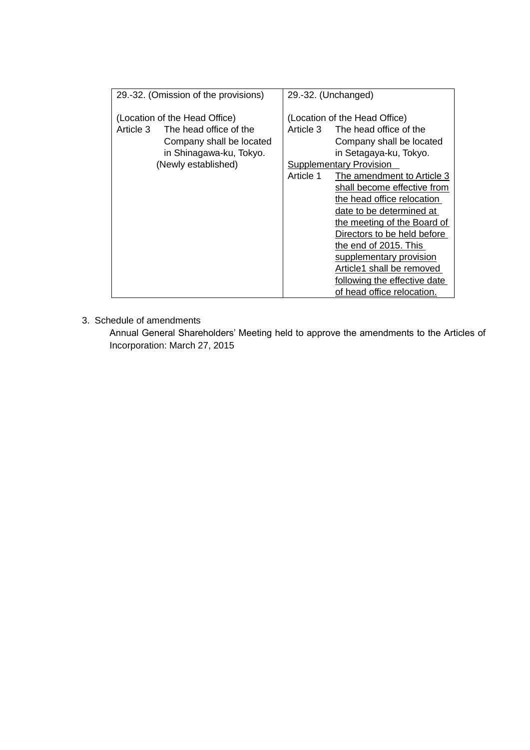| | |
|---|---|
| 29.-32. (Omission of the provisions) | 29.-32. (Unchanged) |
| (Location of the Head Office)<br>Article 3 The head office of the Company shall be located in Shinagawa-ku, Tokyo. | (Location of the Head Office)<br>Article 3 The head office of the Company shall be located in Setagaya-ku, Tokyo. |
| (Newly established) | Supplementary Provision<br>Article 1 The amendment to Article 3 shall become effective from the head office relocation date to be determined at the meeting of the Board of Directors to be held before the end of 2015. This supplementary provision Article1 shall be removed following the effective date of head office relocation. |

3. Schedule of amendments

Annual General Shareholders' Meeting held to approve the amendments to the Articles of Incorporation: March 27, 2015